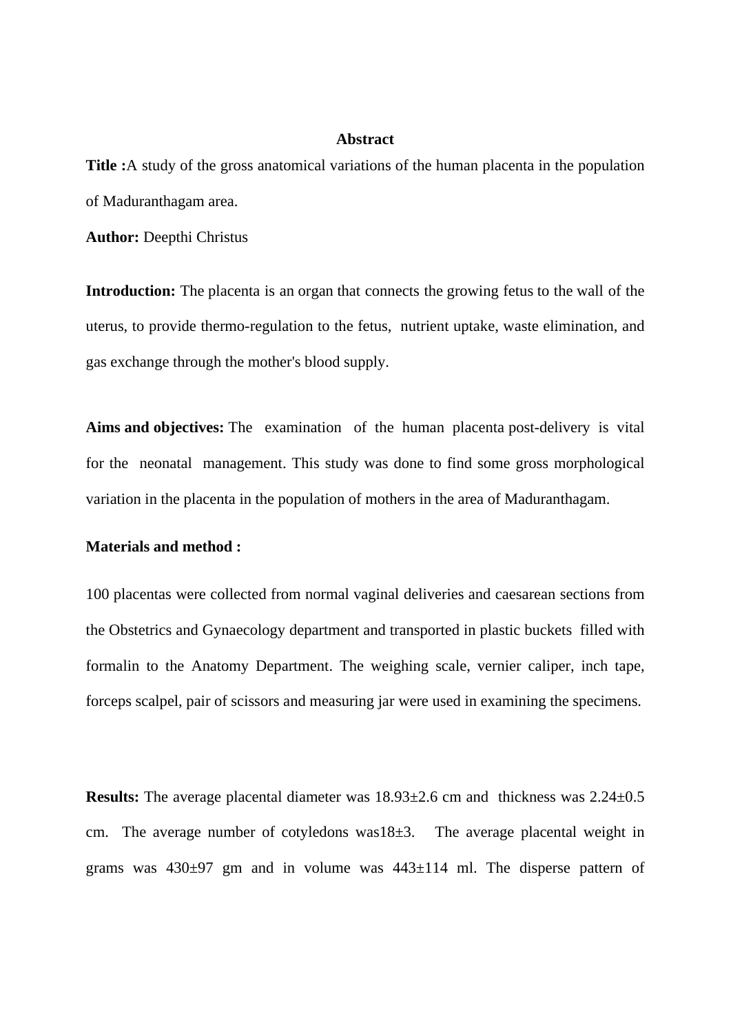# Abstract

**Title :**A study of the gross anatomical variations of the human placenta in the population of Maduranthagam area.

**Author:** Deepthi Christus

**Introduction:** The placenta is an organ that connects the growing fetus to the wall of the uterus, to provide thermo-regulation to the fetus, nutrient uptake, waste elimination, and gas exchange through the mother's blood supply.

**Aims and objectives:** The examination of the human placenta post-delivery is vital for the neonatal management. This study was done to find some gross morphological variation in the placenta in the population of mothers in the area of Maduranthagam.

**Materials and method :**

100 placentas were collected from normal vaginal deliveries and caesarean sections from the Obstetrics and Gynaecology department and transported in plastic buckets filled with formalin to the Anatomy Department. The weighing scale, vernier caliper, inch tape, forceps scalpel, pair of scissors and measuring jar were used in examining the specimens.

**Results:** The average placental diameter was 18.93±2.6 cm and thickness was 2.24±0.5 cm. The average number of cotyledons was18±3. The average placental weight in grams was 430±97 gm and in volume was 443±114 ml. The disperse pattern of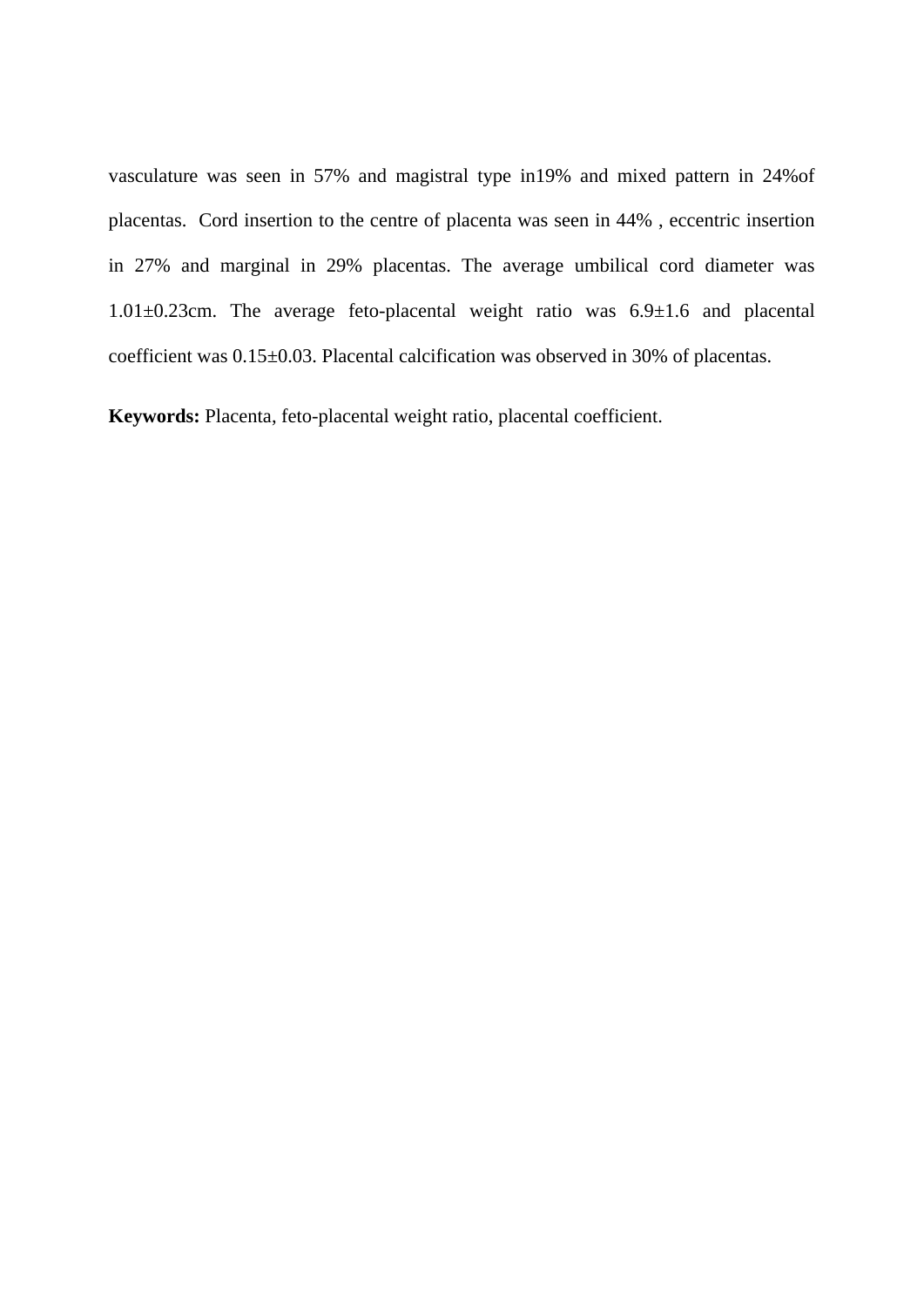vasculature was seen in 57% and magistral type in19% and mixed pattern in 24%of placentas. Cord insertion to the centre of placenta was seen in 44% , eccentric insertion in 27% and marginal in 29% placentas. The average umbilical cord diameter was 1.01±0.23cm. The average feto-placental weight ratio was 6.9±1.6 and placental coefficient was 0.15±0.03. Placental calcification was observed in 30% of placentas.

**Keywords:** Placenta, feto-placental weight ratio, placental coefficient.